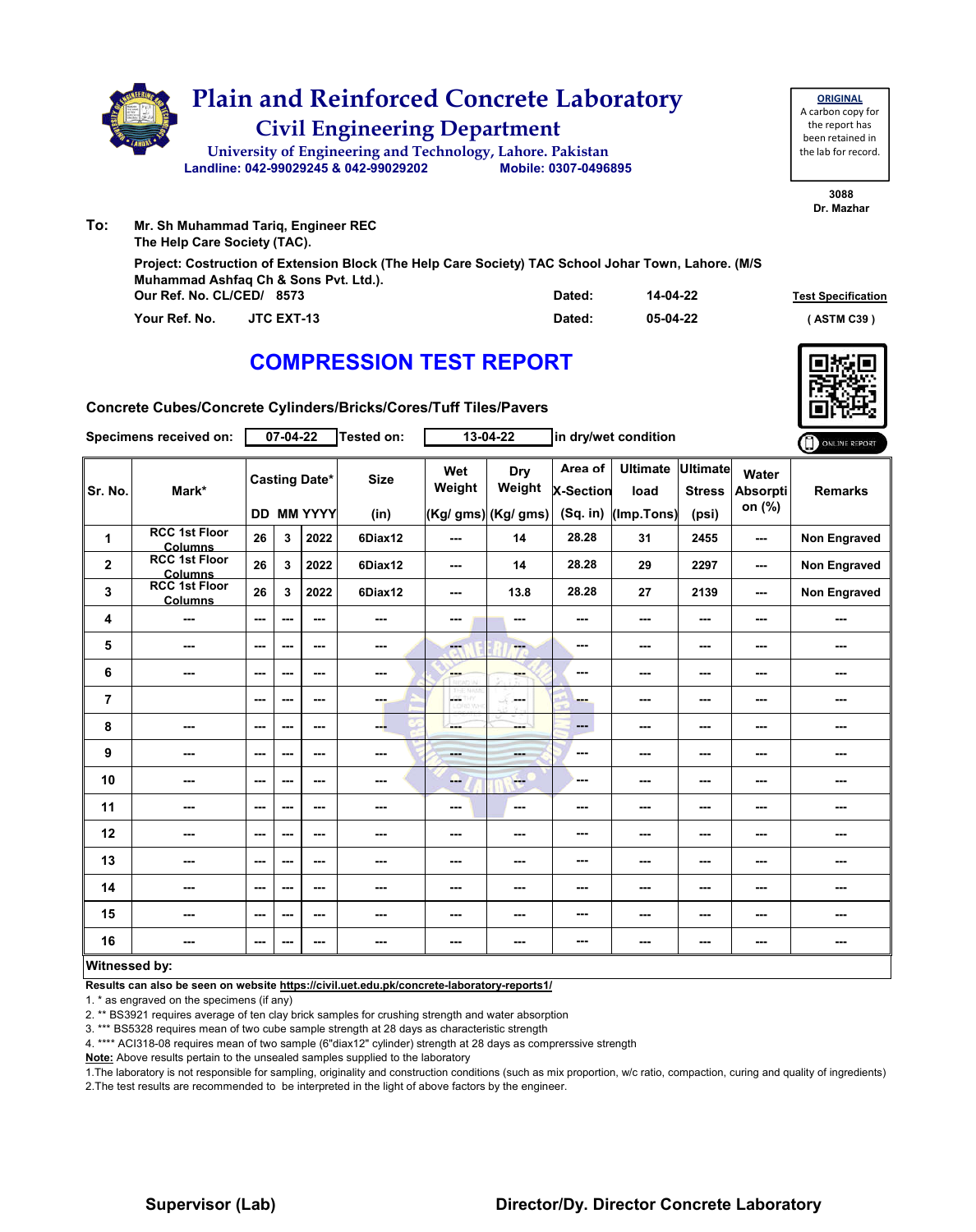# Plain and Reinforced Concrete Laboratory

## Civil Engineering Department

University of Engineering and Technology, Lahore. Pakistan

Landline: 042-99029245 & 042-99029202     Mobile: 0307-0496895

**ORIGINAL**
A carbon copy for the report has been retained in the lab for record.

3088
Dr. Mazhar

**To:** Mr. Sh Muhammad Tariq, Engineer REC
The Help Care Society (TAC).

**Project:** Costruction of Extension Block (The Help Care Society) TAC School Johar Town, Lahore. (M/S Muhammad Ashfaq Ch & Sons Pvt. Ltd.).

Our Ref. No. CL/CED/ 8573     Dated: 14-04-22     **Test Specification**

Your Ref. No. JTC EXT-13     Dated: 05-04-22     ( ASTM C39 )

# COMPRESSION TEST REPORT

**Concrete Cubes/Concrete Cylinders/Bricks/Cores/Tuff Tiles/Pavers**

Specimens received on: 07-04-22 Tested on: 13-04-22 in dry/wet condition

| Sr. No. | Mark* | Casting Date* | | | Size | Wet Weight | Dry Weight | Area of X-Section | Ultimate load | Ultimate Stress | Water Absorption (%) | Remarks |
|---|---|---|---|---|---|---|---|---|---|---|---|---|
| | | DD | MM | YYYY | (in) | (Kg/ gms) | (Kg/ gms) | (Sq. in) | (Imp.Tons) | (psi) | | |
| 1 | RCC 1st Floor Columns | 26 | 3 | 2022 | 6Diax12 | --- | 14 | 28.28 | 31 | 2455 | --- | Non Engraved |
| 2 | RCC 1st Floor Columns | 26 | 3 | 2022 | 6Diax12 | --- | 14 | 28.28 | 29 | 2297 | --- | Non Engraved |
| 3 | RCC 1st Floor Columns | 26 | 3 | 2022 | 6Diax12 | --- | 13.8 | 28.28 | 27 | 2139 | --- | Non Engraved |
| 4 | --- | --- | --- | --- | --- | --- | --- | --- | --- | --- | --- | --- |
| 5 | --- | --- | --- | --- | --- | --- | --- | --- | --- | --- | --- | --- |
| 6 | --- | --- | --- | --- | --- | --- | --- | --- | --- | --- | --- | --- |
| 7 | | --- | --- | --- | --- | --- | --- | --- | --- | --- | --- | --- |
| 8 | --- | --- | --- | --- | --- | --- | --- | --- | --- | --- | --- | --- |
| 9 | --- | --- | --- | --- | --- | --- | --- | --- | --- | --- | --- | --- |
| 10 | --- | --- | --- | --- | --- | --- | --- | --- | --- | --- | --- | --- |
| 11 | --- | --- | --- | --- | --- | --- | --- | --- | --- | --- | --- | --- |
| 12 | --- | --- | --- | --- | --- | --- | --- | --- | --- | --- | --- | --- |
| 13 | --- | --- | --- | --- | --- | --- | --- | --- | --- | --- | --- | --- |
| 14 | --- | --- | --- | --- | --- | --- | --- | --- | --- | --- | --- | --- |
| 15 | --- | --- | --- | --- | --- | --- | --- | --- | --- | --- | --- | --- |
| 16 | --- | --- | --- | --- | --- | --- | --- | --- | --- | --- | --- | --- |

**Witnessed by:**

**Results can also be seen on website https://civil.uet.edu.pk/concrete-laboratory-reports1/**

1. * as engraved on the specimens (if any)
2. ** BS3921 requires average of ten clay brick samples for crushing strength and water absorption
3. *** BS5328 requires mean of two cube sample strength at 28 days as characteristic strength
4. **** ACI318-08 requires mean of two sample (6"diax12" cylinder) strength at 28 days as comprerssive strength

**Note:** Above results pertain to the unsealed samples supplied to the laboratory

1.The laboratory is not responsible for sampling, originality and construction conditions (such as mix proportion, w/c ratio, compaction, curing and quality of ingredients)
2.The test results are recommended to be interpreted in the light of above factors by the engineer.

**Supervisor (Lab)**     **Director/Dy. Director Concrete Laboratory**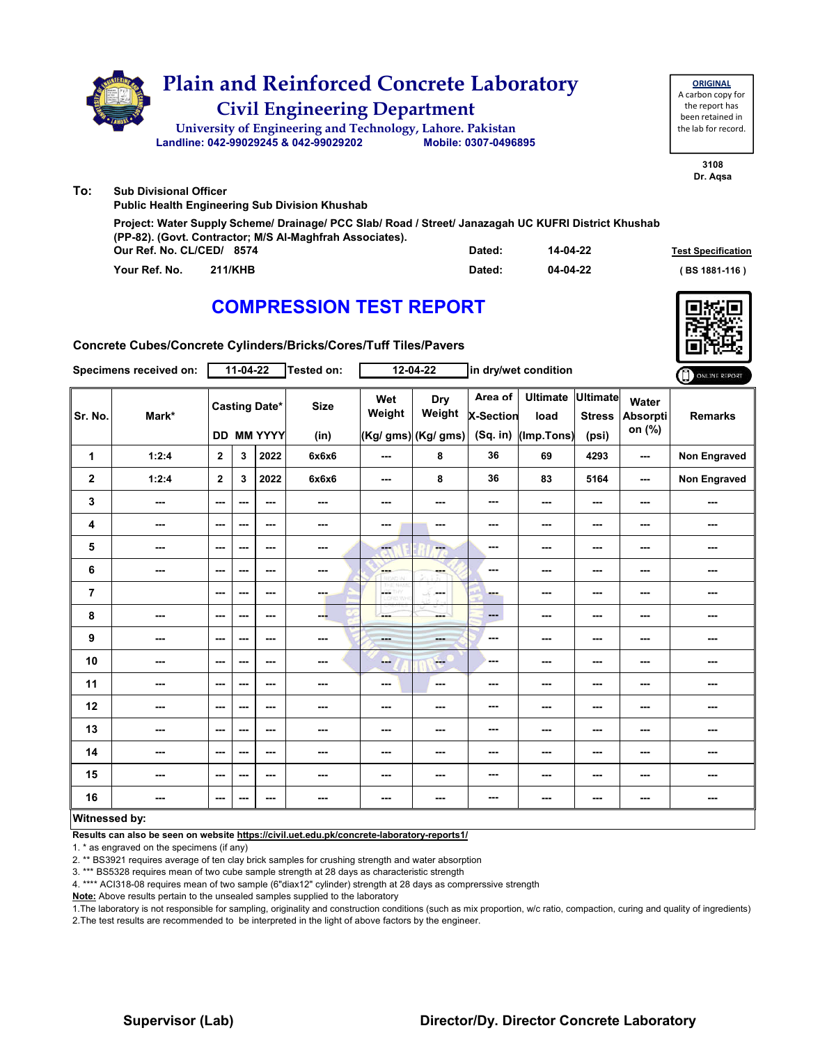# Plain and Reinforced Concrete Laboratory

## Civil Engineering Department

University of Engineering and Technology, Lahore. Pakistan

Landline: 042-99029245 & 042-99029202 Mobile: 0307-0496895

**ORIGINAL**
A carbon copy for the report has been retained in the lab for record.

3108
Dr. Aqsa

**To:** Sub Divisional Officer
Public Health Engineering Sub Division Khushab

Project: Water Supply Scheme/ Drainage/ PCC Slab/ Road / Street/ Janazagah UC KUFRI District Khushab (PP-82). (Govt. Contractor; M/S Al-Maghfrah Associates).

Our Ref. No. CL/CED/ 8574 Dated: 14-04-22

Your Ref. No. 211/KHB Dated: 04-04-22

Test Specification ( BS 1881-116 )

## COMPRESSION TEST REPORT

Concrete Cubes/Concrete Cylinders/Bricks/Cores/Tuff Tiles/Pavers

Specimens received on: 11-04-22 Tested on: 12-04-22 in dry/wet condition

ONLINE REPORT

| Sr. No. | Mark* | Casting Date* DD | MM | YYYY | Size (in) | Wet Weight (Kg/ gms) | Dry Weight (Kg/ gms) | Area of X-Section (Sq. in) | Ultimate load (Imp.Tons) | Ultimate Stress (psi) | Water Absorption (%) | Remarks |
|---|---|---|---|---|---|---|---|---|---|---|---|---|
| 1 | 1:2:4 | 2 | 3 | 2022 | 6x6x6 | --- | 8 | 36 | 69 | 4293 | --- | Non Engraved |
| 2 | 1:2:4 | 2 | 3 | 2022 | 6x6x6 | --- | 8 | 36 | 83 | 5164 | --- | Non Engraved |
| 3 | --- | --- | --- | --- | --- | --- | --- | --- | --- | --- | --- | --- |
| 4 | --- | --- | --- | --- | --- | --- | --- | --- | --- | --- | --- | --- |
| 5 | --- | --- | --- | --- | --- | --- | --- | --- | --- | --- | --- | --- |
| 6 | --- | --- | --- | --- | --- | --- | --- | --- | --- | --- | --- | --- |
| 7 | | --- | --- | --- | --- | --- | --- | --- | --- | --- | --- | --- |
| 8 | --- | --- | --- | --- | --- | --- | --- | --- | --- | --- | --- | --- |
| 9 | --- | --- | --- | --- | --- | --- | --- | --- | --- | --- | --- | --- |
| 10 | --- | --- | --- | --- | --- | --- | --- | --- | --- | --- | --- | --- |
| 11 | --- | --- | --- | --- | --- | --- | --- | --- | --- | --- | --- | --- |
| 12 | --- | --- | --- | --- | --- | --- | --- | --- | --- | --- | --- | --- |
| 13 | --- | --- | --- | --- | --- | --- | --- | --- | --- | --- | --- | --- |
| 14 | --- | --- | --- | --- | --- | --- | --- | --- | --- | --- | --- | --- |
| 15 | --- | --- | --- | --- | --- | --- | --- | --- | --- | --- | --- | --- |
| 16 | --- | --- | --- | --- | --- | --- | --- | --- | --- | --- | --- | --- |

**Witnessed by:**

**Results can also be seen on website https://civil.uet.edu.pk/concrete-laboratory-reports1/**

1. * as engraved on the specimens (if any)
2. ** BS3921 requires average of ten clay brick samples for crushing strength and water absorption
3. *** BS5328 requires mean of two cube sample strength at 28 days as characteristic strength
4. **** ACI318-08 requires mean of two sample (6"diax12" cylinder) strength at 28 days as comprerssive strength

**Note:** Above results pertain to the unsealed samples supplied to the laboratory

1.The laboratory is not responsible for sampling, originality and construction conditions (such as mix proportion, w/c ratio, compaction, curing and quality of ingredients)
2.The test results are recommended to be interpreted in the light of above factors by the engineer.

**Supervisor (Lab)** **Director/Dy. Director Concrete Laboratory**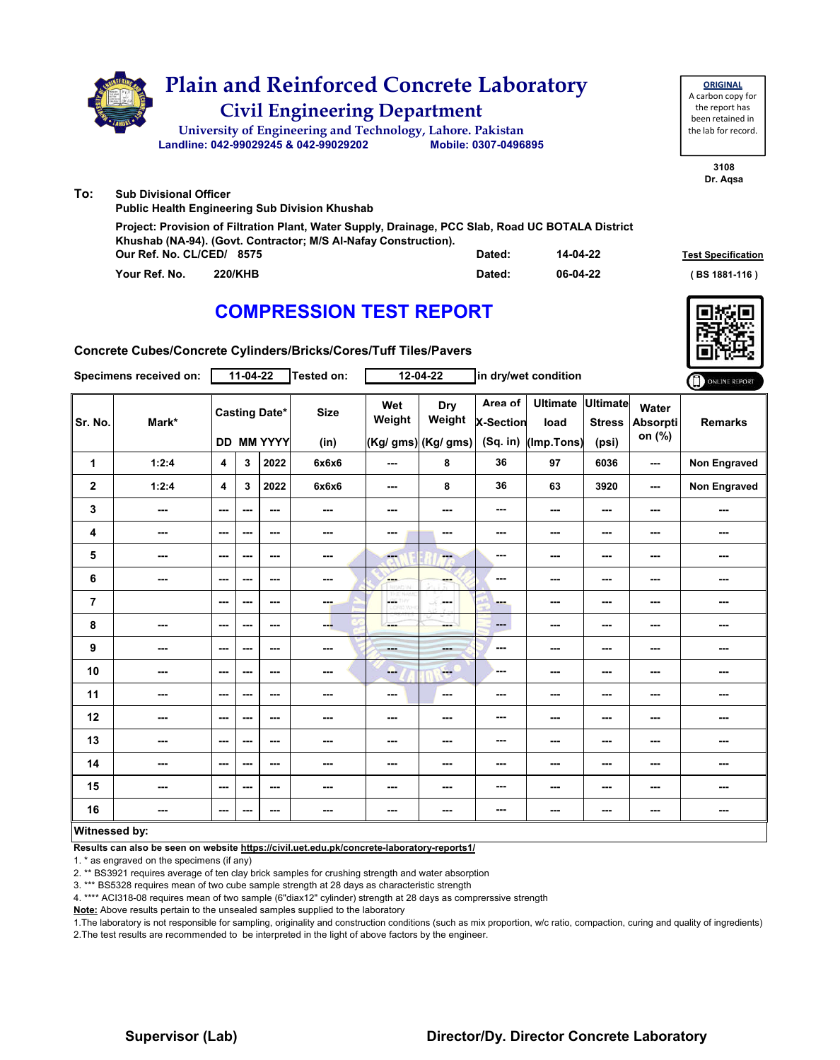# Plain and Reinforced Concrete Laboratory

## Civil Engineering Department

University of Engineering and Technology, Lahore. Pakistan

Landline: 042-99029245 & 042-99029202 Mobile: 0307-0496895

**ORIGINAL**
A carbon copy for the report has been retained in the lab for record.

3108
Dr. Aqsa

**To:** Sub Divisional Officer
Public Health Engineering Sub Division Khushab

Project: Provision of Filtration Plant, Water Supply, Drainage, PCC Slab, Road UC BOTALA District Khushab (NA-94). (Govt. Contractor; M/S Al-Nafay Construction).

Our Ref. No. CL/CED/ 8575 Dated: 14-04-22

Your Ref. No. 220/KHB Dated: 06-04-22

Test Specification ( BS 1881-116 )

## COMPRESSION TEST REPORT

**Concrete Cubes/Concrete Cylinders/Bricks/Cores/Tuff Tiles/Pavers**

Specimens received on: 11-04-22 Tested on: 12-04-22 in dry/wet condition

| Sr. No. | Mark* | Casting Date* DD | MM | YYYY | Size (in) | Wet Weight (Kg/ gms) | Dry Weight (Kg/ gms) | Area of X-Section (Sq. in) | Ultimate load (Imp.Tons) | Ultimate Stress (psi) | Water Absorption (%) | Remarks |
|---|---|---|---|---|---|---|---|---|---|---|---|---|
| 1 | 1:2:4 | 4 | 3 | 2022 | 6x6x6 | --- | 8 | 36 | 97 | 6036 | --- | Non Engraved |
| 2 | 1:2:4 | 4 | 3 | 2022 | 6x6x6 | --- | 8 | 36 | 63 | 3920 | --- | Non Engraved |
| 3 | --- | --- | --- | --- | --- | --- | --- | --- | --- | --- | --- | --- |
| 4 | --- | --- | --- | --- | --- | --- | --- | --- | --- | --- | --- | --- |
| 5 | --- | --- | --- | --- | --- | --- | --- | --- | --- | --- | --- | --- |
| 6 | --- | --- | --- | --- | --- | --- | --- | --- | --- | --- | --- | --- |
| 7 | | --- | --- | --- | --- | --- | --- | --- | --- | --- | --- | --- |
| 8 | --- | --- | --- | --- | --- | --- | --- | --- | --- | --- | --- | --- |
| 9 | --- | --- | --- | --- | --- | --- | --- | --- | --- | --- | --- | --- |
| 10 | --- | --- | --- | --- | --- | --- | --- | --- | --- | --- | --- | --- |
| 11 | --- | --- | --- | --- | --- | --- | --- | --- | --- | --- | --- | --- |
| 12 | --- | --- | --- | --- | --- | --- | --- | --- | --- | --- | --- | --- |
| 13 | --- | --- | --- | --- | --- | --- | --- | --- | --- | --- | --- | --- |
| 14 | --- | --- | --- | --- | --- | --- | --- | --- | --- | --- | --- | --- |
| 15 | --- | --- | --- | --- | --- | --- | --- | --- | --- | --- | --- | --- |
| 16 | --- | --- | --- | --- | --- | --- | --- | --- | --- | --- | --- | --- |

**Witnessed by:**

**Results can also be seen on website https://civil.uet.edu.pk/concrete-laboratory-reports1/**

1. * as engraved on the specimens (if any)
2. ** BS3921 requires average of ten clay brick samples for crushing strength and water absorption
3. *** BS5328 requires mean of two cube sample strength at 28 days as characteristic strength
4. **** ACI318-08 requires mean of two sample (6"diax12" cylinder) strength at 28 days as comprerssive strength

**Note:** Above results pertain to the unsealed samples supplied to the laboratory

1.The laboratory is not responsible for sampling, originality and construction conditions (such as mix proportion, w/c ratio, compaction, curing and quality of ingredients)
2.The test results are recommended to be interpreted in the light of above factors by the engineer.

**Supervisor (Lab)** **Director/Dy. Director Concrete Laboratory**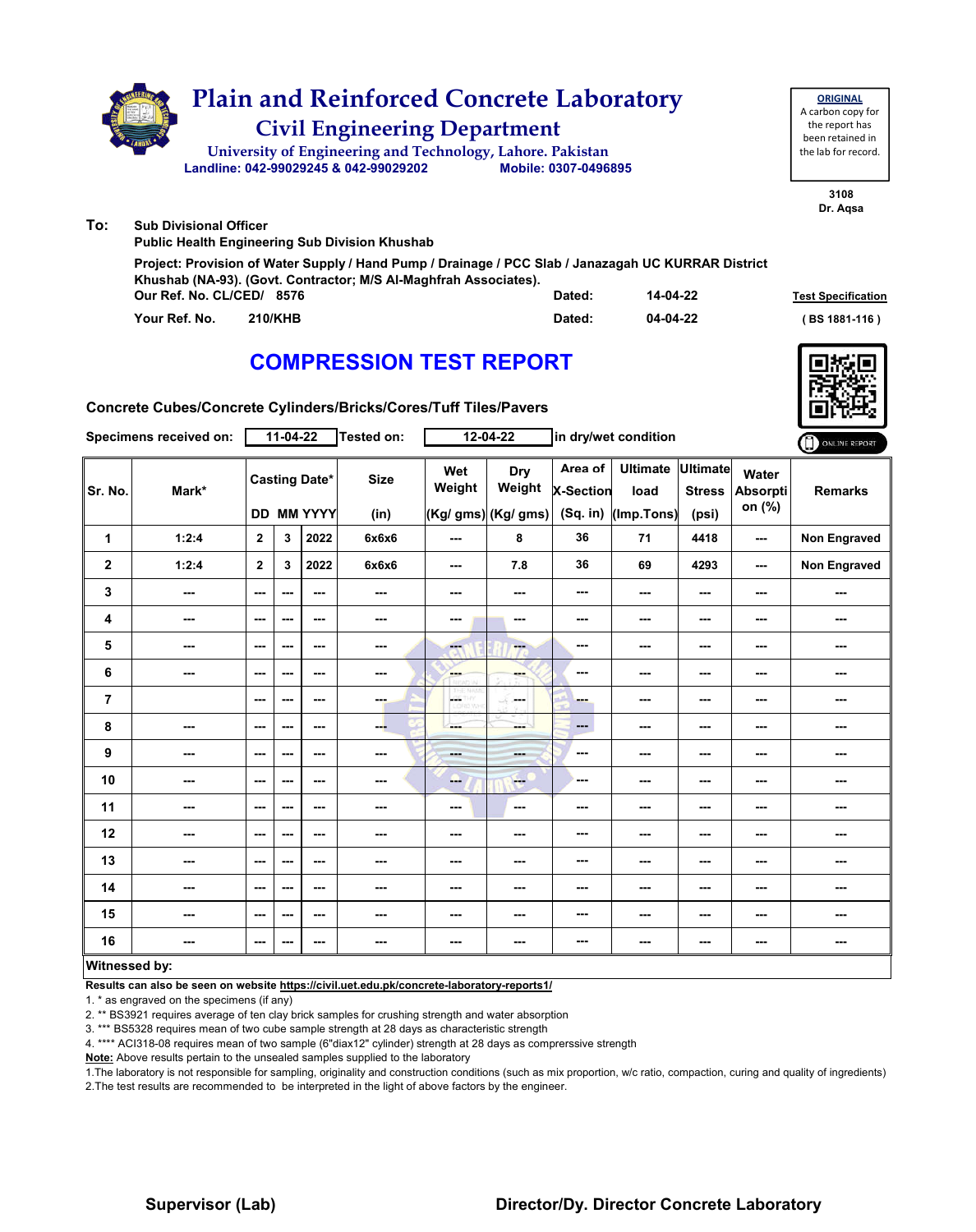# Plain and Reinforced Concrete Laboratory

## Civil Engineering Department

University of Engineering and Technology, Lahore. Pakistan

Landline: 042-99029245 & 042-99029202 Mobile: 0307-0496895

**ORIGINAL**
A carbon copy for the report has been retained in the lab for record.

3108
Dr. Aqsa

**To:** Sub Divisional Officer
Public Health Engineering Sub Division Khushab

Project: Provision of Water Supply / Hand Pump / Drainage / PCC Slab / Janazagah UC KURRAR District Khushab (NA-93). (Govt. Contractor; M/S Al-Maghfrah Associates).

Our Ref. No. CL/CED/ 8576 Dated: 14-04-22

Your Ref. No. 210/KHB Dated: 04-04-22

Test Specification ( BS 1881-116 )

# COMPRESSION TEST REPORT

**Concrete Cubes/Concrete Cylinders/Bricks/Cores/Tuff Tiles/Pavers**

Specimens received on: 11-04-22 Tested on: 12-04-22 in dry/wet condition

| Sr. No. | Mark* | Casting Date* DD | MM | YYYY | Size (in) | Wet Weight (Kg/ gms) | Dry Weight (Kg/ gms) | Area of X-Section (Sq. in) | Ultimate load (Imp.Tons) | Ultimate Stress (psi) | Water Absorption (%) | Remarks |
|---|---|---|---|---|---|---|---|---|---|---|---|---|
| 1 | 1:2:4 | 2 | 3 | 2022 | 6x6x6 | --- | 8 | 36 | 71 | 4418 | --- | Non Engraved |
| 2 | 1:2:4 | 2 | 3 | 2022 | 6x6x6 | --- | 7.8 | 36 | 69 | 4293 | --- | Non Engraved |
| 3 | --- | --- | --- | --- | --- | --- | --- | --- | --- | --- | --- | --- |
| 4 | --- | --- | --- | --- | --- | --- | --- | --- | --- | --- | --- | --- |
| 5 | --- | --- | --- | --- | --- | --- | --- | --- | --- | --- | --- | --- |
| 6 | --- | --- | --- | --- | --- | --- | --- | --- | --- | --- | --- | --- |
| 7 | | --- | --- | --- | --- | --- | --- | --- | --- | --- | --- | --- |
| 8 | --- | --- | --- | --- | --- | --- | --- | --- | --- | --- | --- | --- |
| 9 | --- | --- | --- | --- | --- | --- | --- | --- | --- | --- | --- | --- |
| 10 | --- | --- | --- | --- | --- | --- | --- | --- | --- | --- | --- | --- |
| 11 | --- | --- | --- | --- | --- | --- | --- | --- | --- | --- | --- | --- |
| 12 | --- | --- | --- | --- | --- | --- | --- | --- | --- | --- | --- | --- |
| 13 | --- | --- | --- | --- | --- | --- | --- | --- | --- | --- | --- | --- |
| 14 | --- | --- | --- | --- | --- | --- | --- | --- | --- | --- | --- | --- |
| 15 | --- | --- | --- | --- | --- | --- | --- | --- | --- | --- | --- | --- |
| 16 | --- | --- | --- | --- | --- | --- | --- | --- | --- | --- | --- | --- |

**Witnessed by:**

**Results can also be seen on website https://civil.uet.edu.pk/concrete-laboratory-reports1/**

1. * as engraved on the specimens (if any)
2. ** BS3921 requires average of ten clay brick samples for crushing strength and water absorption
3. *** BS5328 requires mean of two cube sample strength at 28 days as characteristic strength
4. **** ACI318-08 requires mean of two sample (6"diax12" cylinder) strength at 28 days as comprerssive strength

**Note:** Above results pertain to the unsealed samples supplied to the laboratory

1.The laboratory is not responsible for sampling, originality and construction conditions (such as mix proportion, w/c ratio, compaction, curing and quality of ingredients)
2.The test results are recommended to be interpreted in the light of above factors by the engineer.

**Supervisor (Lab)** **Director/Dy. Director Concrete Laboratory**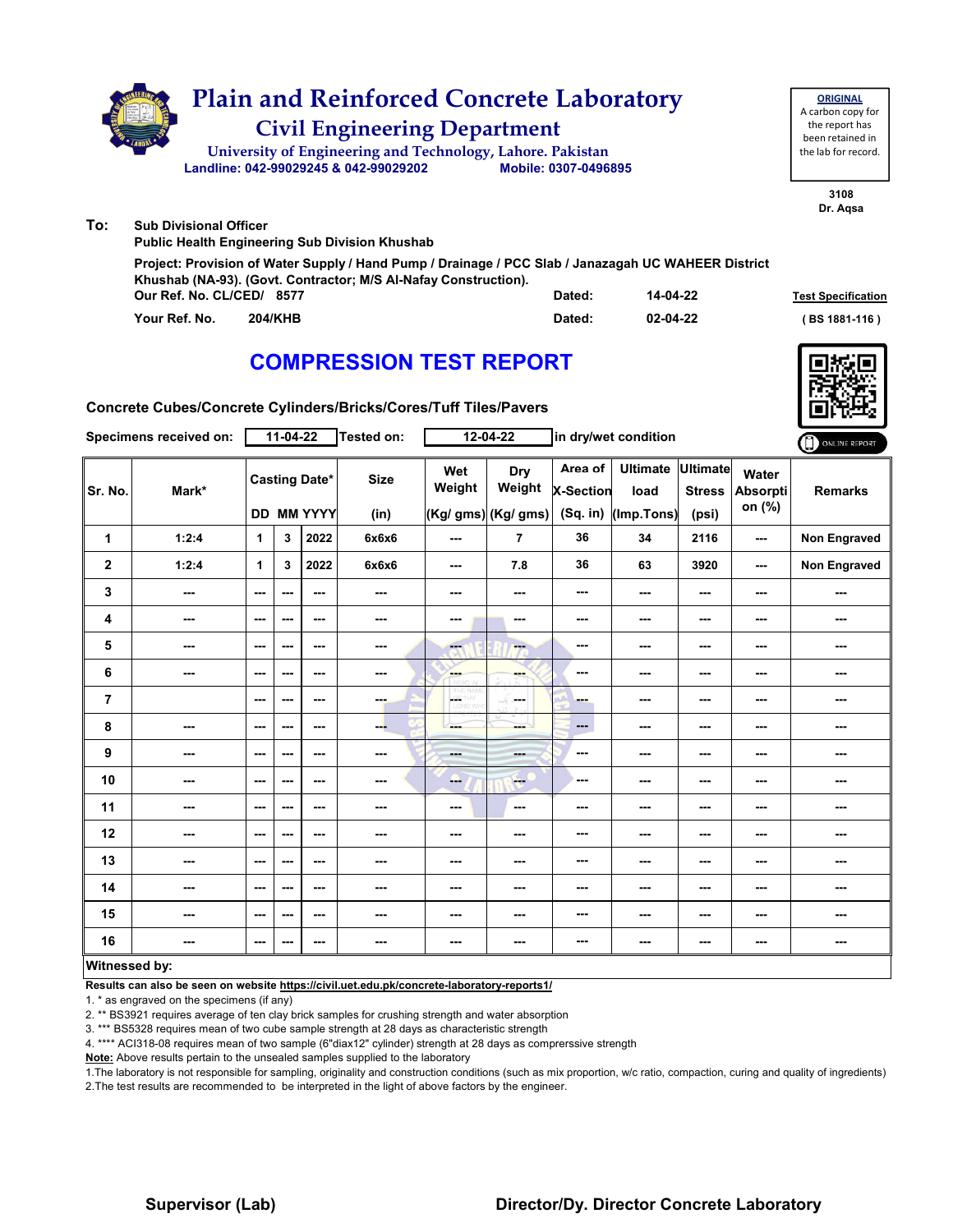# Plain and Reinforced Concrete Laboratory

## Civil Engineering Department

University of Engineering and Technology, Lahore. Pakistan
Landline: 042-99029245 & 042-99029202 Mobile: 0307-0496895

**ORIGINAL**
A carbon copy for the report has been retained in the lab for record.

3108
Dr. Aqsa

**To:** Sub Divisional Officer
Public Health Engineering Sub Division Khushab

Project: Provision of Water Supply / Hand Pump / Drainage / PCC Slab / Janazagah UC WAHEER District Khushab (NA-93). (Govt. Contractor; M/S Al-Nafay Construction).

Our Ref. No. CL/CED/ 8577 Dated: 14-04-22

Your Ref. No. 204/KHB Dated: 02-04-22

Test Specification ( BS 1881-116 )

## COMPRESSION TEST REPORT

**Concrete Cubes/Concrete Cylinders/Bricks/Cores/Tuff Tiles/Pavers**

Specimens received on: 11-04-22 Tested on: 12-04-22 in dry/wet condition

ONLINE REPORT

| Sr. No. | Mark* | Casting Date* DD | MM | YYYY | Size (in) | Wet Weight (Kg/ gms) | Dry Weight (Kg/ gms) | Area of X-Section (Sq. in) | Ultimate load (Imp.Tons) | Ultimate Stress (psi) | Water Absorption (%) | Remarks |
|---|---|---|---|---|---|---|---|---|---|---|---|---|
| 1 | 1:2:4 | 1 | 3 | 2022 | 6x6x6 | --- | 7 | 36 | 34 | 2116 | --- | Non Engraved |
| 2 | 1:2:4 | 1 | 3 | 2022 | 6x6x6 | --- | 7.8 | 36 | 63 | 3920 | --- | Non Engraved |
| 3 | --- | --- | --- | --- | --- | --- | --- | --- | --- | --- | --- | --- |
| 4 | --- | --- | --- | --- | --- | --- | --- | --- | --- | --- | --- | --- |
| 5 | --- | --- | --- | --- | --- | --- | --- | --- | --- | --- | --- | --- |
| 6 | --- | --- | --- | --- | --- | --- | --- | --- | --- | --- | --- | --- |
| 7 | | --- | --- | --- | --- | --- | --- | --- | --- | --- | --- | --- |
| 8 | --- | --- | --- | --- | --- | --- | --- | --- | --- | --- | --- | --- |
| 9 | --- | --- | --- | --- | --- | --- | --- | --- | --- | --- | --- | --- |
| 10 | --- | --- | --- | --- | --- | --- | --- | --- | --- | --- | --- | --- |
| 11 | --- | --- | --- | --- | --- | --- | --- | --- | --- | --- | --- | --- |
| 12 | --- | --- | --- | --- | --- | --- | --- | --- | --- | --- | --- | --- |
| 13 | --- | --- | --- | --- | --- | --- | --- | --- | --- | --- | --- | --- |
| 14 | --- | --- | --- | --- | --- | --- | --- | --- | --- | --- | --- | --- |
| 15 | --- | --- | --- | --- | --- | --- | --- | --- | --- | --- | --- | --- |
| 16 | --- | --- | --- | --- | --- | --- | --- | --- | --- | --- | --- | --- |

**Witnessed by:**

**Results can also be seen on website https://civil.uet.edu.pk/concrete-laboratory-reports1/**

1. * as engraved on the specimens (if any)
2. ** BS3921 requires average of ten clay brick samples for crushing strength and water absorption
3. *** BS5328 requires mean of two cube sample strength at 28 days as characteristic strength
4. **** ACI318-08 requires mean of two sample (6"diax12" cylinder) strength at 28 days as comprerssive strength

**Note:** Above results pertain to the unsealed samples supplied to the laboratory

1.The laboratory is not responsible for sampling, originality and construction conditions (such as mix proportion, w/c ratio, compaction, curing and quality of ingredients)
2.The test results are recommended to be interpreted in the light of above factors by the engineer.

**Supervisor (Lab)** **Director/Dy. Director Concrete Laboratory**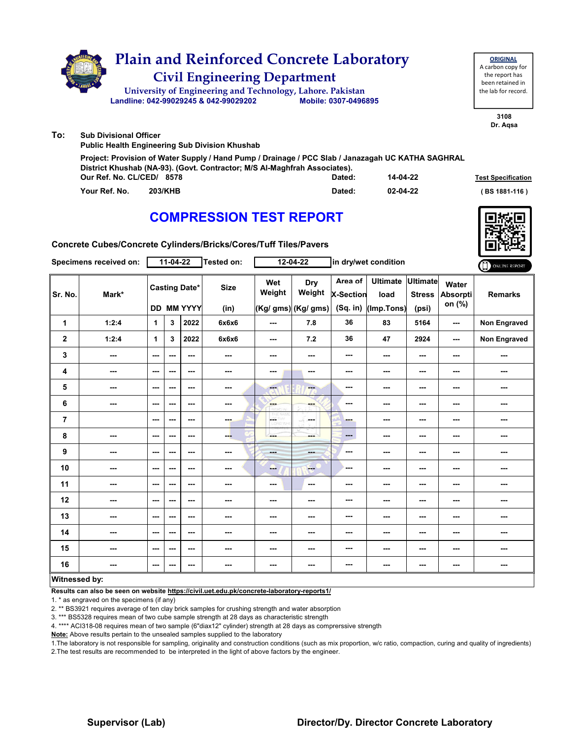# Plain and Reinforced Concrete Laboratory

## Civil Engineering Department

University of Engineering and Technology, Lahore. Pakistan

Landline: 042-99029245 & 042-99029202 Mobile: 0307-0496869

**ORIGINAL**
A carbon copy for the report has been retained in the lab for record.

3108
Dr. Aqsa

**To:** Sub Divisional Officer
Public Health Engineering Sub Division Khushab

Project: Provision of Water Supply / Hand Pump / Drainage / PCC Slab / Janazagah UC KATHA SAGHRAL District Khushab (NA-93). (Govt. Contractor; M/S Al-Maghfrah Associates).

Our Ref. No. CL/CED/ 8578 Dated: 14-04-22

Your Ref. No. 203/KHB Dated: 02-04-22

Test Specification ( BS 1881-116 )

## COMPRESSION TEST REPORT

Concrete Cubes/Concrete Cylinders/Bricks/Cores/Tuff Tiles/Pavers

Specimens received on: 11-04-22 Tested on: 12-04-22 in dry/wet condition

| Sr. No. | Mark* | Casting Date* DD | MM | YYYY | Size (in) | Wet Weight (Kg/ gms) | Dry Weight (Kg/ gms) | Area of X-Section (Sq. in) | Ultimate load (Imp.Tons) | Ultimate Stress (psi) | Water Absorption (%) | Remarks |
|---|---|---|---|---|---|---|---|---|---|---|---|---|
| 1 | 1:2:4 | 1 | 3 | 2022 | 6x6x6 | --- | 7.8 | 36 | 83 | 5164 | --- | Non Engraved |
| 2 | 1:2:4 | 1 | 3 | 2022 | 6x6x6 | --- | 7.2 | 36 | 47 | 2924 | --- | Non Engraved |
| 3 | --- | --- | --- | --- | --- | --- | --- | --- | --- | --- | --- | --- |
| 4 | --- | --- | --- | --- | --- | --- | --- | --- | --- | --- | --- | --- |
| 5 | --- | --- | --- | --- | --- | --- | --- | --- | --- | --- | --- | --- |
| 6 | --- | --- | --- | --- | --- | --- | --- | --- | --- | --- | --- | --- |
| 7 | | --- | --- | --- | --- | --- | --- | --- | --- | --- | --- | --- |
| 8 | --- | --- | --- | --- | --- | --- | --- | --- | --- | --- | --- | --- |
| 9 | --- | --- | --- | --- | --- | --- | --- | --- | --- | --- | --- | --- |
| 10 | --- | --- | --- | --- | --- | --- | --- | --- | --- | --- | --- | --- |
| 11 | --- | --- | --- | --- | --- | --- | --- | --- | --- | --- | --- | --- |
| 12 | --- | --- | --- | --- | --- | --- | --- | --- | --- | --- | --- | --- |
| 13 | --- | --- | --- | --- | --- | --- | --- | --- | --- | --- | --- | --- |
| 14 | --- | --- | --- | --- | --- | --- | --- | --- | --- | --- | --- | --- |
| 15 | --- | --- | --- | --- | --- | --- | --- | --- | --- | --- | --- | --- |
| 16 | --- | --- | --- | --- | --- | --- | --- | --- | --- | --- | --- | --- |

**Witnessed by:**

**Results can also be seen on website https://civil.uet.edu.pk/concrete-laboratory-reports1/**

1. * as engraved on the specimens (if any)
2. ** BS3921 requires average of ten clay brick samples for crushing strength and water absorption
3. *** BS5328 requires mean of two cube sample strength at 28 days as characteristic strength
4. **** ACI318-08 requires mean of two sample (6"diax12" cylinder) strength at 28 days as comprerssive strength

**Note:** Above results pertain to the unsealed samples supplied to the laboratory

1. The laboratory is not responsible for sampling, originality and construction conditions (such as mix proportion, w/c ratio, compaction, curing and quality of ingredients)
2. The test results are recommended to be interpreted in the light of above factors by the engineer.

**Supervisor (Lab)** **Director/Dy. Director Concrete Laboratory**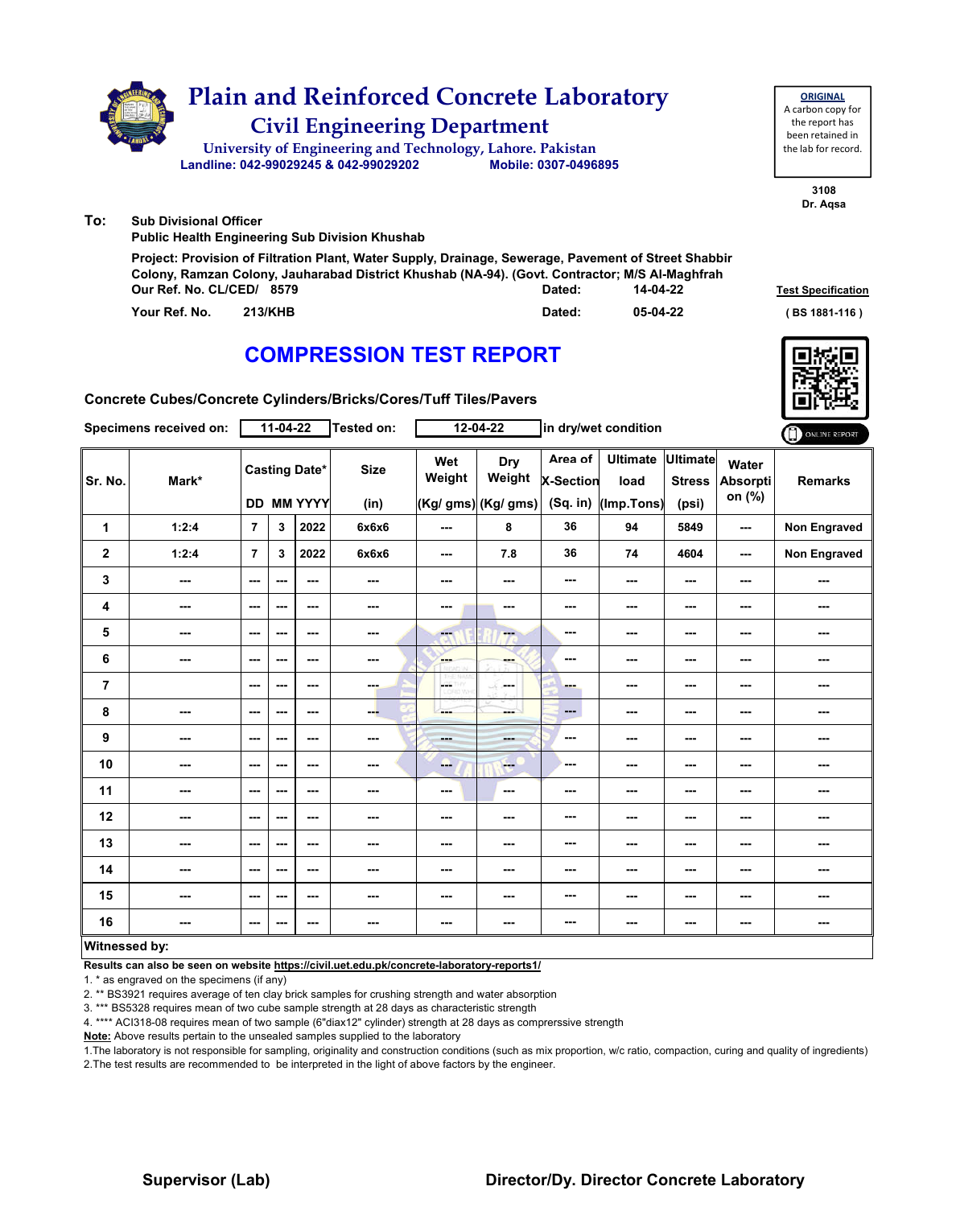# Plain and Reinforced Concrete Laboratory

## Civil Engineering Department

University of Engineering and Technology, Lahore. Pakistan

Landline: 042-99029245 & 042-99029202 Mobile: 0307-0496895

**ORIGINAL**
A carbon copy for the report has been retained in the lab for record.

3108
Dr. Aqsa

**To:** Sub Divisional Officer
Public Health Engineering Sub Division Khushab

Project: Provision of Filtration Plant, Water Supply, Drainage, Sewerage, Pavement of Street Shabbir Colony, Ramzan Colony, Jauharabad District Khushab (NA-94). (Govt. Contractor; M/S Al-Maghfrah

Our Ref. No. CL/CED/ 8579 Dated: 14-04-22

Your Ref. No. 213/KHB Dated: 05-04-22

Test Specification
( BS 1881-116 )

## COMPRESSION TEST REPORT

Concrete Cubes/Concrete Cylinders/Bricks/Cores/Tuff Tiles/Pavers

Specimens received on: 11-04-22 Tested on: 12-04-22 in dry/wet condition

| Sr. No. | Mark* | Casting Date* DD | MM | YYYY | Size (in) | Wet Weight (Kg/ gms) | Dry Weight (Kg/ gms) | Area of X-Section (Sq. in) | Ultimate load (Imp.Tons) | Ultimate Stress (psi) | Water Absorption (%) | Remarks |
|---|---|---|---|---|---|---|---|---|---|---|---|---|
| 1 | 1:2:4 | 7 | 3 | 2022 | 6x6x6 | --- | 8 | 36 | 94 | 5849 | --- | Non Engraved |
| 2 | 1:2:4 | 7 | 3 | 2022 | 6x6x6 | --- | 7.8 | 36 | 74 | 4604 | --- | Non Engraved |
| 3 | --- | --- | --- | --- | --- | --- | --- | --- | --- | --- | --- | --- |
| 4 | --- | --- | --- | --- | --- | --- | --- | --- | --- | --- | --- | --- |
| 5 | --- | --- | --- | --- | --- | --- | --- | --- | --- | --- | --- | --- |
| 6 | --- | --- | --- | --- | --- | --- | --- | --- | --- | --- | --- | --- |
| 7 | | --- | --- | --- | --- | --- | --- | --- | --- | --- | --- | --- |
| 8 | --- | --- | --- | --- | --- | --- | --- | --- | --- | --- | --- | --- |
| 9 | --- | --- | --- | --- | --- | --- | --- | --- | --- | --- | --- | --- |
| 10 | --- | --- | --- | --- | --- | --- | --- | --- | --- | --- | --- | --- |
| 11 | --- | --- | --- | --- | --- | --- | --- | --- | --- | --- | --- | --- |
| 12 | --- | --- | --- | --- | --- | --- | --- | --- | --- | --- | --- | --- |
| 13 | --- | --- | --- | --- | --- | --- | --- | --- | --- | --- | --- | --- |
| 14 | --- | --- | --- | --- | --- | --- | --- | --- | --- | --- | --- | --- |
| 15 | --- | --- | --- | --- | --- | --- | --- | --- | --- | --- | --- | --- |
| 16 | --- | --- | --- | --- | --- | --- | --- | --- | --- | --- | --- | --- |

**Witnessed by:**

**Results can also be seen on website https://civil.uet.edu.pk/concrete-laboratory-reports1/**

1. * as engraved on the specimens (if any)
2. ** BS3921 requires average of ten clay brick samples for crushing strength and water absorption
3. *** BS5328 requires mean of two cube sample strength at 28 days as characteristic strength
4. **** ACI318-08 requires mean of two sample (6"diax12" cylinder) strength at 28 days as comprerssive strength

**Note:** Above results pertain to the unsealed samples supplied to the laboratory

1. The laboratory is not responsible for sampling, originality and construction conditions (such as mix proportion, w/c ratio, compaction, curing and quality of ingredients)
2. The test results are recommended to be interpreted in the light of above factors by the engineer.

**Supervisor (Lab)** **Director/Dy. Director Concrete Laboratory**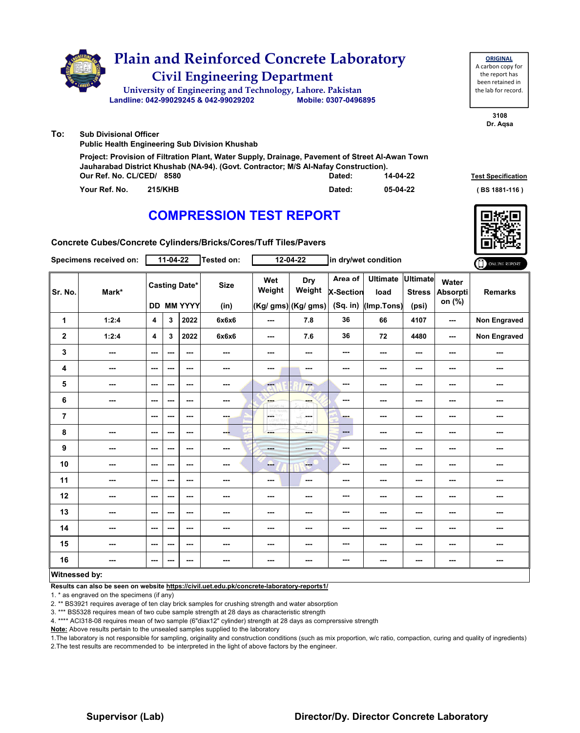# Plain and Reinforced Concrete Laboratory

## Civil Engineering Department

University of Engineering and Technology, Lahore. Pakistan

Landline: 042-99029245 & 042-99029202 Mobile: 0307-0496895

**ORIGINAL**
A carbon copy for the report has been retained in the lab for record.

3108
Dr. Aqsa

**To:** Sub Divisional Officer
Public Health Engineering Sub Division Khushab

Project: Provision of Filtration Plant, Water Supply, Drainage, Pavement of Street Al-Awan Town Jauharabad District Khushab (NA-94). (Govt. Contractor; M/S Al-Nafay Construction).

Our Ref. No. CL/CED/ 8580 Dated: 14-04-22

Your Ref. No. 215/KHB Dated: 05-04-22

Test Specification ( BS 1881-116 )

## COMPRESSION TEST REPORT

Concrete Cubes/Concrete Cylinders/Bricks/Cores/Tuff Tiles/Pavers

Specimens received on: 11-04-22 Tested on: 12-04-22 in dry/wet condition

| Sr. No. | Mark* | Casting Date* DD | MM | YYYY | Size (in) | Wet Weight (Kg/ gms) | Dry Weight (Kg/ gms) | Area of X-Section (Sq. in) | Ultimate load (Imp.Tons) | Ultimate Stress (psi) | Water Absorption (%) | Remarks |
|---|---|---|---|---|---|---|---|---|---|---|---|---|
| 1 | 1:2:4 | 4 | 3 | 2022 | 6x6x6 | --- | 7.8 | 36 | 66 | 4107 | --- | Non Engraved |
| 2 | 1:2:4 | 4 | 3 | 2022 | 6x6x6 | --- | 7.6 | 36 | 72 | 4480 | --- | Non Engraved |
| 3 | --- | --- | --- | --- | --- | --- | --- | --- | --- | --- | --- | --- |
| 4 | --- | --- | --- | --- | --- | --- | --- | --- | --- | --- | --- | --- |
| 5 | --- | --- | --- | --- | --- | --- | --- | --- | --- | --- | --- | --- |
| 6 | --- | --- | --- | --- | --- | --- | --- | --- | --- | --- | --- | --- |
| 7 | | --- | --- | --- | --- | --- | --- | --- | --- | --- | --- | --- |
| 8 | --- | --- | --- | --- | --- | --- | --- | --- | --- | --- | --- | --- |
| 9 | --- | --- | --- | --- | --- | --- | --- | --- | --- | --- | --- | --- |
| 10 | --- | --- | --- | --- | --- | --- | --- | --- | --- | --- | --- | --- |
| 11 | --- | --- | --- | --- | --- | --- | --- | --- | --- | --- | --- | --- |
| 12 | --- | --- | --- | --- | --- | --- | --- | --- | --- | --- | --- | --- |
| 13 | --- | --- | --- | --- | --- | --- | --- | --- | --- | --- | --- | --- |
| 14 | --- | --- | --- | --- | --- | --- | --- | --- | --- | --- | --- | --- |
| 15 | --- | --- | --- | --- | --- | --- | --- | --- | --- | --- | --- | --- |
| 16 | --- | --- | --- | --- | --- | --- | --- | --- | --- | --- | --- | --- |

**Witnessed by:**

**Results can also be seen on website https://civil.uet.edu.pk/concrete-laboratory-reports1/**

1. * as engraved on the specimens (if any)
2. ** BS3921 requires average of ten clay brick samples for crushing strength and water absorption
3. *** BS5328 requires mean of two cube sample strength at 28 days as characteristic strength
4. **** ACI318-08 requires mean of two sample (6"diax12" cylinder) strength at 28 days as comprerssive strength

**Note:** Above results pertain to the unsealed samples supplied to the laboratory

1.The laboratory is not responsible for sampling, originality and construction conditions (such as mix proportion, w/c ratio, compaction, curing and quality of ingredients)
2.The test results are recommended to be interpreted in the light of above factors by the engineer.

**Supervisor (Lab)** **Director/Dy. Director Concrete Laboratory**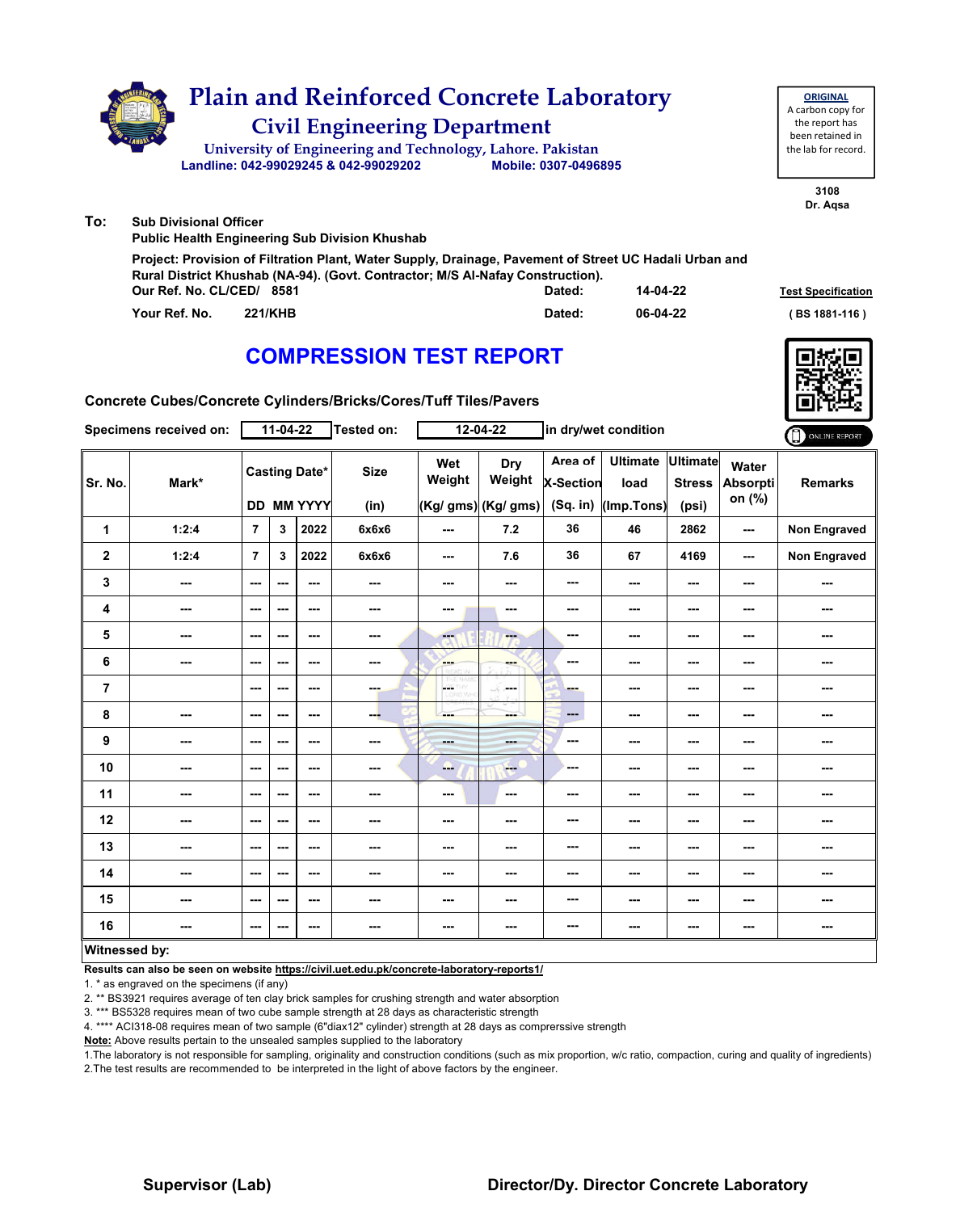# Plain and Reinforced Concrete Laboratory

## Civil Engineering Department

University of Engineering and Technology, Lahore. Pakistan

Landline: 042-99029245 & 042-99029202 Mobile: 0307-0496895

**ORIGINAL**
A carbon copy for the report has been retained in the lab for record.

3108
Dr. Aqsa

**To:** Sub Divisional Officer
Public Health Engineering Sub Division Khushab

Project: Provision of Filtration Plant, Water Supply, Drainage, Pavement of Street UC Hadali Urban and Rural District Khushab (NA-94). (Govt. Contractor; M/S Al-Nafay Construction).

Our Ref. No. CL/CED/ 8581 Dated: 14-04-22

Your Ref. No. 221/KHB Dated: 06-04-22

Test Specification ( BS 1881-116 )

## COMPRESSION TEST REPORT

Concrete Cubes/Concrete Cylinders/Bricks/Cores/Tuff Tiles/Pavers

Specimens received on: 11-04-22 Tested on: 12-04-22 in dry/wet condition

| Sr. No. | Mark* | Casting Date* DD | MM | YYYY | Size (in) | Wet Weight (Kg/ gms) | Dry Weight (Kg/ gms) | Area of X-Section (Sq. in) | Ultimate load (Imp.Tons) | Ultimate Stress (psi) | Water Absorption (%) | Remarks |
|---|---|---|---|---|---|---|---|---|---|---|---|---|
| 1 | 1:2:4 | 7 | 3 | 2022 | 6x6x6 | --- | 7.2 | 36 | 46 | 2862 | --- | Non Engraved |
| 2 | 1:2:4 | 7 | 3 | 2022 | 6x6x6 | --- | 7.6 | 36 | 67 | 4169 | --- | Non Engraved |
| 3 | --- | --- | --- | --- | --- | --- | --- | --- | --- | --- | --- | --- |
| 4 | --- | --- | --- | --- | --- | --- | --- | --- | --- | --- | --- | --- |
| 5 | --- | --- | --- | --- | --- | --- | --- | --- | --- | --- | --- | --- |
| 6 | --- | --- | --- | --- | --- | --- | --- | --- | --- | --- | --- | --- |
| 7 | | --- | --- | --- | --- | --- | --- | --- | --- | --- | --- | --- |
| 8 | --- | --- | --- | --- | --- | --- | --- | --- | --- | --- | --- | --- |
| 9 | --- | --- | --- | --- | --- | --- | --- | --- | --- | --- | --- | --- |
| 10 | --- | --- | --- | --- | --- | --- | --- | --- | --- | --- | --- | --- |
| 11 | --- | --- | --- | --- | --- | --- | --- | --- | --- | --- | --- | --- |
| 12 | --- | --- | --- | --- | --- | --- | --- | --- | --- | --- | --- | --- |
| 13 | --- | --- | --- | --- | --- | --- | --- | --- | --- | --- | --- | --- |
| 14 | --- | --- | --- | --- | --- | --- | --- | --- | --- | --- | --- | --- |
| 15 | --- | --- | --- | --- | --- | --- | --- | --- | --- | --- | --- | --- |
| 16 | --- | --- | --- | --- | --- | --- | --- | --- | --- | --- | --- | --- |

**Witnessed by:**

**Results can also be seen on website https://civil.uet.edu.pk/concrete-laboratory-reports1/**

1. * as engraved on the specimens (if any)
2. ** BS3921 requires average of ten clay brick samples for crushing strength and water absorption
3. *** BS5328 requires mean of two cube sample strength at 28 days as characteristic strength
4. **** ACI318-08 requires mean of two sample (6"diax12" cylinder) strength at 28 days as comprerssive strength

**Note:** Above results pertain to the unsealed samples supplied to the laboratory

1.The laboratory is not responsible for sampling, originality and construction conditions (such as mix proportion, w/c ratio, compaction, curing and quality of ingredients)
2.The test results are recommended to be interpreted in the light of above factors by the engineer.

**Supervisor (Lab)** **Director/Dy. Director Concrete Laboratory**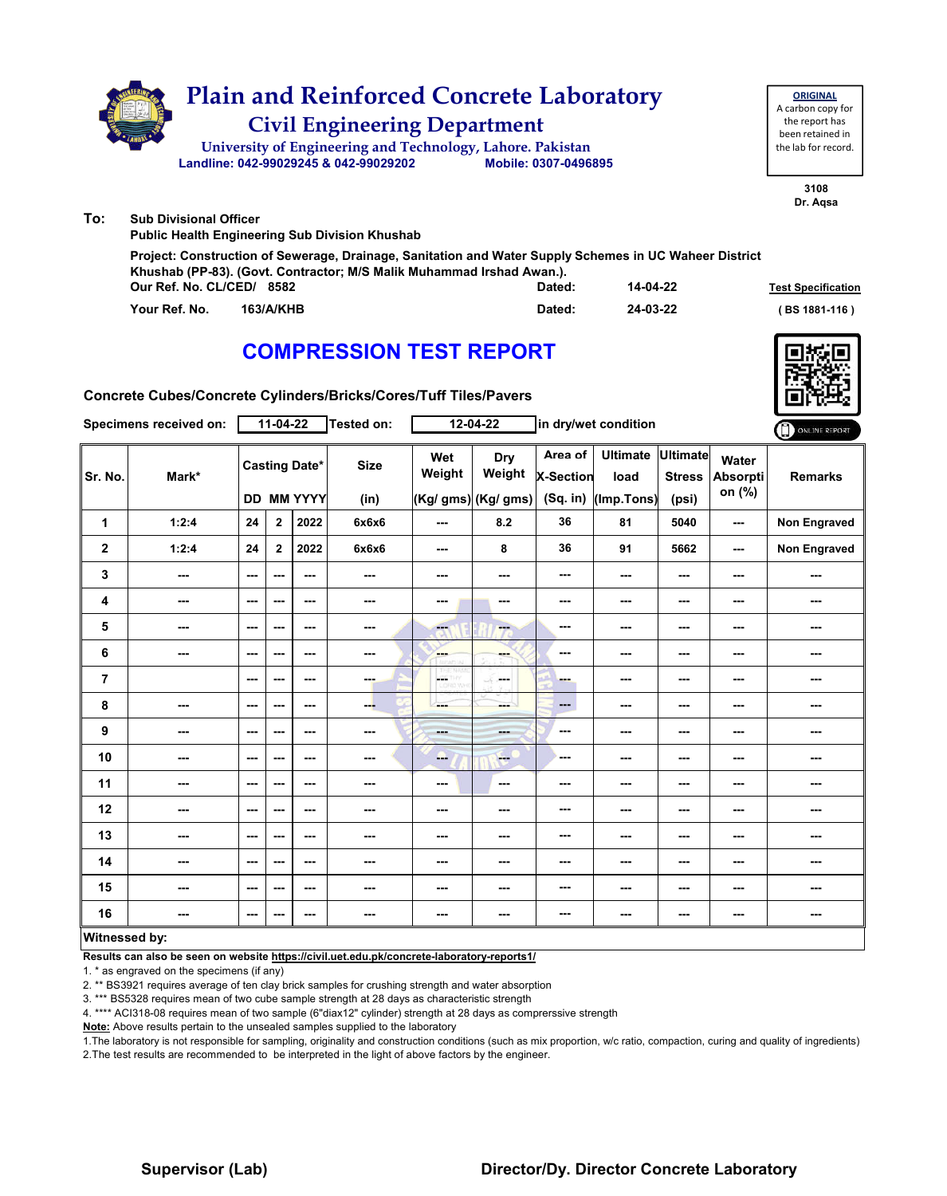# Plain and Reinforced Concrete Laboratory

## Civil Engineering Department

University of Engineering and Technology, Lahore. Pakistan

Landline: 042-99029245 & 042-99029202 Mobile: 0307-0496895

**ORIGINAL**
A carbon copy for the report has been retained in the lab for record.

3108
Dr. Aqsa

**To:** Sub Divisional Officer
Public Health Engineering Sub Division Khushab

Project: Construction of Sewerage, Drainage, Sanitation and Water Supply Schemes in UC Waheer District Khushab (PP-83). (Govt. Contractor; M/S Malik Muhammad Irshad Awan.).

Our Ref. No. CL/CED/ 8582 Dated: 14-04-22

Your Ref. No. 163/A/KHB Dated: 24-03-22

Test Specification ( BS 1881-116 )

## COMPRESSION TEST REPORT

ONLINE REPORT

Concrete Cubes/Concrete Cylinders/Bricks/Cores/Tuff Tiles/Pavers

Specimens received on: 11-04-22 Tested on: 12-04-22 in dry/wet condition

| Sr. No. | Mark* | Casting Date* | | | Size | Wet Weight | Dry Weight | Area of X-Section | Ultimate load | Ultimate Stress | Water Absorption (%) | Remarks |
|---|---|---|---|---|---|---|---|---|---|---|---|---|
| | | DD | MM | YYYY | (in) | (Kg/ gms) | (Kg/ gms) | (Sq. in) | (Imp.Tons) | (psi) | | |
| 1 | 1:2:4 | 24 | 2 | 2022 | 6x6x6 | --- | 8.2 | 36 | 81 | 5040 | --- | Non Engraved |
| 2 | 1:2:4 | 24 | 2 | 2022 | 6x6x6 | --- | 8 | 36 | 91 | 5662 | --- | Non Engraved |
| 3 | --- | --- | --- | --- | --- | --- | --- | --- | --- | --- | --- | --- |
| 4 | --- | --- | --- | --- | --- | --- | --- | --- | --- | --- | --- | --- |
| 5 | --- | --- | --- | --- | --- | --- | --- | --- | --- | --- | --- | --- |
| 6 | --- | --- | --- | --- | --- | --- | --- | --- | --- | --- | --- | --- |
| 7 | | --- | --- | --- | --- | --- | --- | --- | --- | --- | --- | --- |
| 8 | --- | --- | --- | --- | --- | --- | --- | --- | --- | --- | --- | --- |
| 9 | --- | --- | --- | --- | --- | --- | --- | --- | --- | --- | --- | --- |
| 10 | --- | --- | --- | --- | --- | --- | --- | --- | --- | --- | --- | --- |
| 11 | --- | --- | --- | --- | --- | --- | --- | --- | --- | --- | --- | --- |
| 12 | --- | --- | --- | --- | --- | --- | --- | --- | --- | --- | --- | --- |
| 13 | --- | --- | --- | --- | --- | --- | --- | --- | --- | --- | --- | --- |
| 14 | --- | --- | --- | --- | --- | --- | --- | --- | --- | --- | --- | --- |
| 15 | --- | --- | --- | --- | --- | --- | --- | --- | --- | --- | --- | --- |
| 16 | --- | --- | --- | --- | --- | --- | --- | --- | --- | --- | --- | --- |

**Witnessed by:**

**Results can also be seen on website https://civil.uet.edu.pk/concrete-laboratory-reports1/**

1. * as engraved on the specimens (if any)
2. ** BS3921 requires average of ten clay brick samples for crushing strength and water absorption
3. *** BS5328 requires mean of two cube sample strength at 28 days as characteristic strength
4. **** ACI318-08 requires mean of two sample (6"diax12" cylinder) strength at 28 days as comprerssive strength

**Note:** Above results pertain to the unsealed samples supplied to the laboratory

1.The laboratory is not responsible for sampling, originality and construction conditions (such as mix proportion, w/c ratio, compaction, curing and quality of ingredients)
2.The test results are recommended to be interpreted in the light of above factors by the engineer.

**Supervisor (Lab)** **Director/Dy. Director Concrete Laboratory**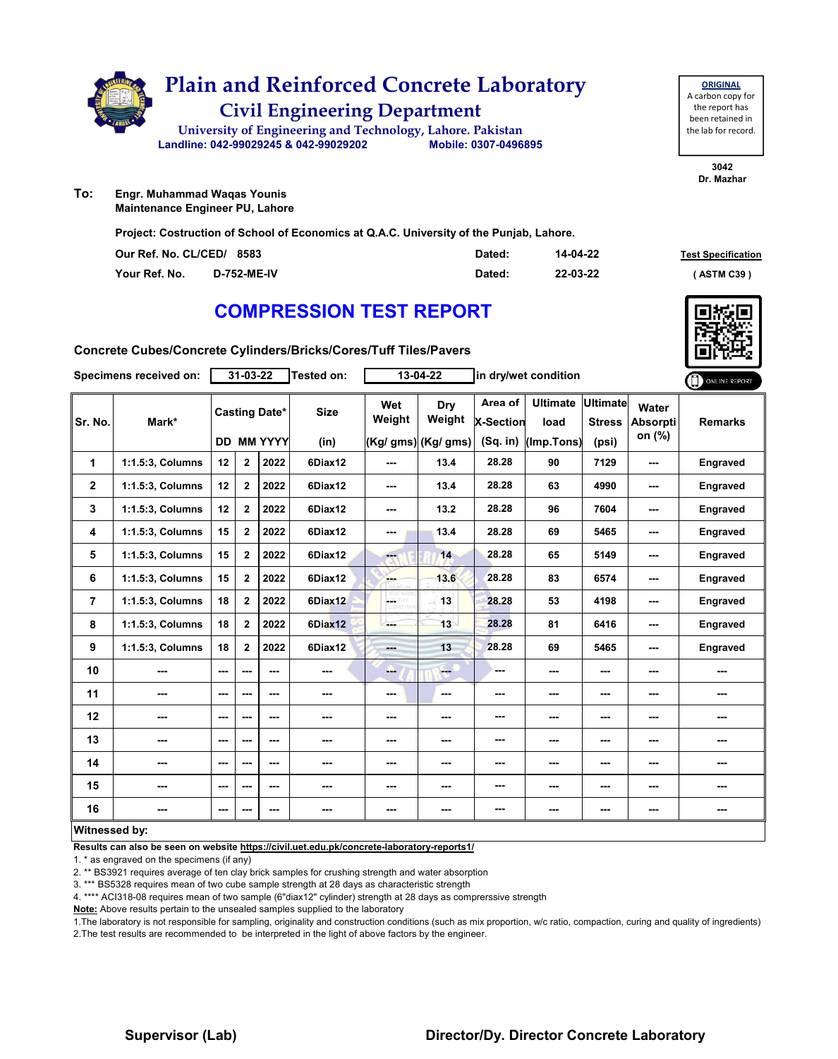# Plain and Reinforced Concrete Laboratory

## Civil Engineering Department

University of Engineering and Technology, Lahore. Pakistan

Landline: 042-99029245 & 042-99029202 Mobile: 0307-0496895

**ORIGINAL**
A carbon copy for the report has been retained in the lab for record.

3042
Dr. Mazhar

**To:** Engr. Muhammad Waqas Younis
Maintenance Engineer PU, Lahore

**Project: Costruction of School of Economics at Q.A.C. University of the Punjab, Lahore.**

| | | | |
|---|---|---|---|
| Our Ref. No. CL/CED/ 8583 | Dated: | 14-04-22 | Test Specification |
| Your Ref. No. D-752-ME-IV | Dated: | 22-03-22 | ( ASTM C39 ) |

# COMPRESSION TEST REPORT

**Concrete Cubes/Concrete Cylinders/Bricks/Cores/Tuff Tiles/Pavers**

Specimens received on: 31-03-22 Tested on: 13-04-22 in dry/wet condition

ONLINE REPORT

| Sr. No. | Mark* | Casting Date* | | | Size | Wet Weight | Dry Weight | Area of X-Section | Ultimate load | Ultimate Stress | Water Absorption (%) | Remarks |
|---|---|---|---|---|---|---|---|---|---|---|---|---|
| | | DD | MM | YYYY | (in) | (Kg/ gms) | (Kg/ gms) | (Sq. in) | (Imp.Tons) | (psi) | | |
| 1 | 1:1.5:3, Columns | 12 | 2 | 2022 | 6Diax12 | --- | 13.4 | 28.28 | 90 | 7129 | --- | Engraved |
| 2 | 1:1.5:3, Columns | 12 | 2 | 2022 | 6Diax12 | --- | 13.4 | 28.28 | 63 | 4990 | --- | Engraved |
| 3 | 1:1.5:3, Columns | 12 | 2 | 2022 | 6Diax12 | --- | 13.2 | 28.28 | 96 | 7604 | --- | Engraved |
| 4 | 1:1.5:3, Columns | 15 | 2 | 2022 | 6Diax12 | --- | 13.4 | 28.28 | 69 | 5465 | --- | Engraved |
| 5 | 1:1.5:3, Columns | 15 | 2 | 2022 | 6Diax12 | --- | 14 | 28.28 | 65 | 5149 | --- | Engraved |
| 6 | 1:1.5:3, Columns | 15 | 2 | 2022 | 6Diax12 | --- | 13.6 | 28.28 | 83 | 6574 | --- | Engraved |
| 7 | 1:1.5:3, Columns | 18 | 2 | 2022 | 6Diax12 | --- | 13 | 28.28 | 53 | 4198 | --- | Engraved |
| 8 | 1:1.5:3, Columns | 18 | 2 | 2022 | 6Diax12 | --- | 13 | 28.28 | 81 | 6416 | --- | Engraved |
| 9 | 1:1.5:3, Columns | 18 | 2 | 2022 | 6Diax12 | --- | 13 | 28.28 | 69 | 5465 | --- | Engraved |
| 10 | --- | --- | --- | --- | --- | --- | --- | --- | --- | --- | --- | --- |
| 11 | --- | --- | --- | --- | --- | --- | --- | --- | --- | --- | --- | --- |
| 12 | --- | --- | --- | --- | --- | --- | --- | --- | --- | --- | --- | --- |
| 13 | --- | --- | --- | --- | --- | --- | --- | --- | --- | --- | --- | --- |
| 14 | --- | --- | --- | --- | --- | --- | --- | --- | --- | --- | --- | --- |
| 15 | --- | --- | --- | --- | --- | --- | --- | --- | --- | --- | --- | --- |
| 16 | --- | --- | --- | --- | --- | --- | --- | --- | --- | --- | --- | --- |

**Witnessed by:**

**Results can also be seen on website https://civil.uet.edu.pk/concrete-laboratory-reports1/**

1. * as engraved on the specimens (if any)
2. ** BS3921 requires average of ten clay brick samples for crushing strength and water absorption
3. *** BS5328 requires mean of two cube sample strength at 28 days as characteristic strength
4. **** ACI318-08 requires mean of two sample (6"diax12" cylinder) strength at 28 days as comprerssive strength

**Note:** Above results pertain to the unsealed samples supplied to the laboratory

1.The laboratory is not responsible for sampling, originality and construction conditions (such as mix proportion, w/c ratio, compaction, curing and quality of ingredients)
2.The test results are recommended to be interpreted in the light of above factors by the engineer.

**Supervisor (Lab)** **Director/Dy. Director Concrete Laboratory**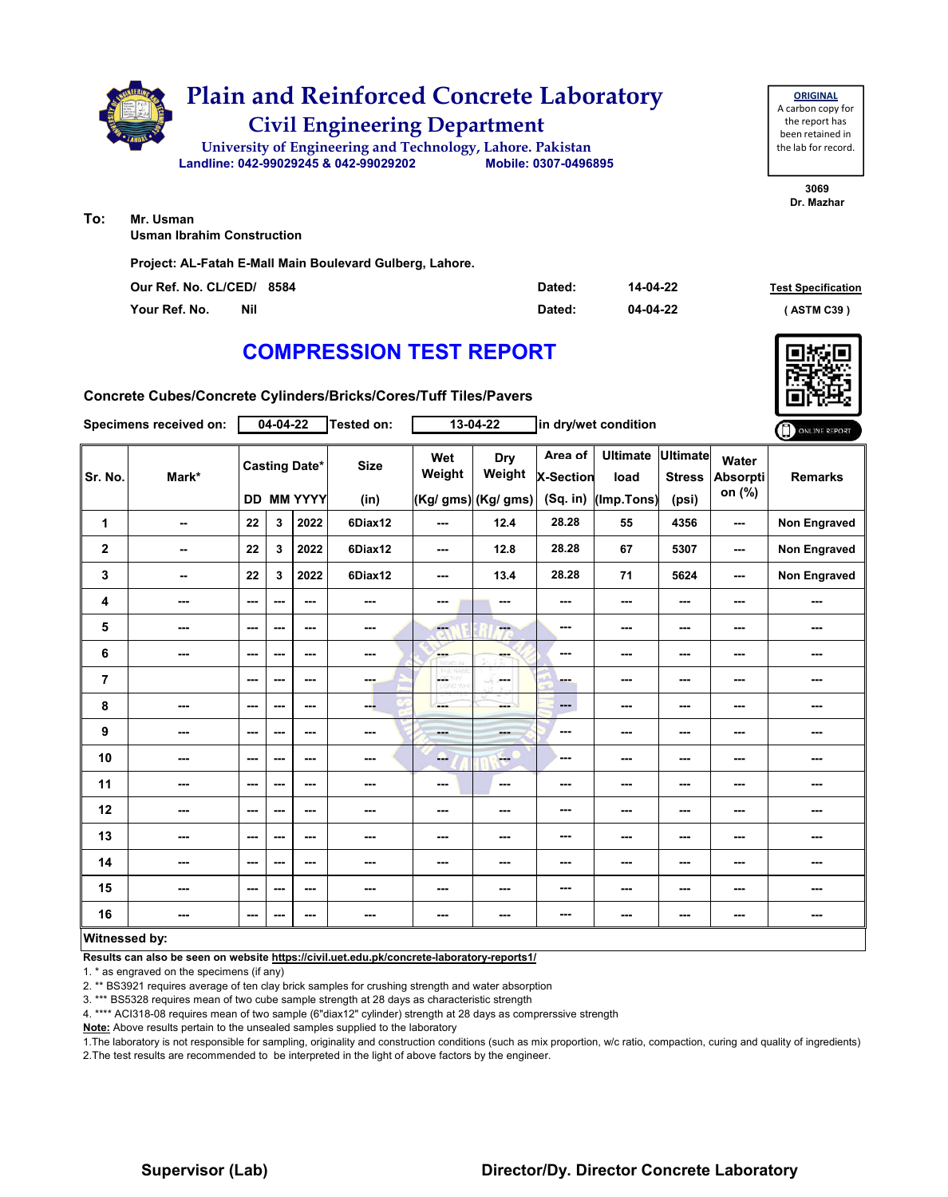# Plain and Reinforced Concrete Laboratory

## Civil Engineering Department

University of Engineering and Technology, Lahore. Pakistan

Landline: 042-99029245 & 042-99029202 Mobile: 0307-0496895

**ORIGINAL**
A carbon copy for the report has been retained in the lab for record.

3069
Dr. Mazhar

**To:** Mr. Usman
Usman Ibrahim Construction

Project: AL-Fatah E-Mall Main Boulevard Gulberg, Lahore.

| | | | |
|---|---|---|---|
| Our Ref. No. CL/CED/ 8584 | Dated: | 14-04-22 | Test Specification |
| Your Ref. No. Nil | Dated: | 04-04-22 | ( ASTM C39 ) |

# COMPRESSION TEST REPORT

**Concrete Cubes/Concrete Cylinders/Bricks/Cores/Tuff Tiles/Pavers**

Specimens received on: 04-04-22 Tested on: 13-04-22 in dry/wet condition

ONLINE REPORT

| Sr. No. | Mark* | Casting Date* DD | MM | YYYY | Size (in) | Wet Weight (Kg/ gms) | Dry Weight (Kg/ gms) | Area of X-Section (Sq. in) | Ultimate load (Imp.Tons) | Ultimate Stress (psi) | Water Absorption (%) | Remarks |
|---|---|---|---|---|---|---|---|---|---|---|---|---|
| 1 | -- | 22 | 3 | 2022 | 6Diax12 | --- | 12.4 | 28.28 | 55 | 4356 | --- | Non Engraved |
| 2 | -- | 22 | 3 | 2022 | 6Diax12 | --- | 12.8 | 28.28 | 67 | 5307 | --- | Non Engraved |
| 3 | -- | 22 | 3 | 2022 | 6Diax12 | --- | 13.4 | 28.28 | 71 | 5624 | --- | Non Engraved |
| 4 | --- | --- | --- | --- | --- | --- | --- | --- | --- | --- | --- | --- |
| 5 | --- | --- | --- | --- | --- | --- | --- | --- | --- | --- | --- | --- |
| 6 | --- | --- | --- | --- | --- | --- | --- | --- | --- | --- | --- | --- |
| 7 | | --- | --- | --- | --- | --- | --- | --- | --- | --- | --- | --- |
| 8 | --- | --- | --- | --- | --- | --- | --- | --- | --- | --- | --- | --- |
| 9 | --- | --- | --- | --- | --- | --- | --- | --- | --- | --- | --- | --- |
| 10 | --- | --- | --- | --- | --- | --- | --- | --- | --- | --- | --- | --- |
| 11 | --- | --- | --- | --- | --- | --- | --- | --- | --- | --- | --- | --- |
| 12 | --- | --- | --- | --- | --- | --- | --- | --- | --- | --- | --- | --- |
| 13 | --- | --- | --- | --- | --- | --- | --- | --- | --- | --- | --- | --- |
| 14 | --- | --- | --- | --- | --- | --- | --- | --- | --- | --- | --- | --- |
| 15 | --- | --- | --- | --- | --- | --- | --- | --- | --- | --- | --- | --- |
| 16 | --- | --- | --- | --- | --- | --- | --- | --- | --- | --- | --- | --- |

**Witnessed by:**

**Results can also be seen on website https://civil.uet.edu.pk/concrete-laboratory-reports1/**

1. * as engraved on the specimens (if any)
2. ** BS3921 requires average of ten clay brick samples for crushing strength and water absorption
3. *** BS5328 requires mean of two cube sample strength at 28 days as characteristic strength
4. **** ACI318-08 requires mean of two sample (6"diax12" cylinder) strength at 28 days as comprerssive strength

**Note:** Above results pertain to the unsealed samples supplied to the laboratory

1.The laboratory is not responsible for sampling, originality and construction conditions (such as mix proportion, w/c ratio, compaction, curing and quality of ingredients)
2.The test results are recommended to be interpreted in the light of above factors by the engineer.

**Supervisor (Lab)** **Director/Dy. Director Concrete Laboratory**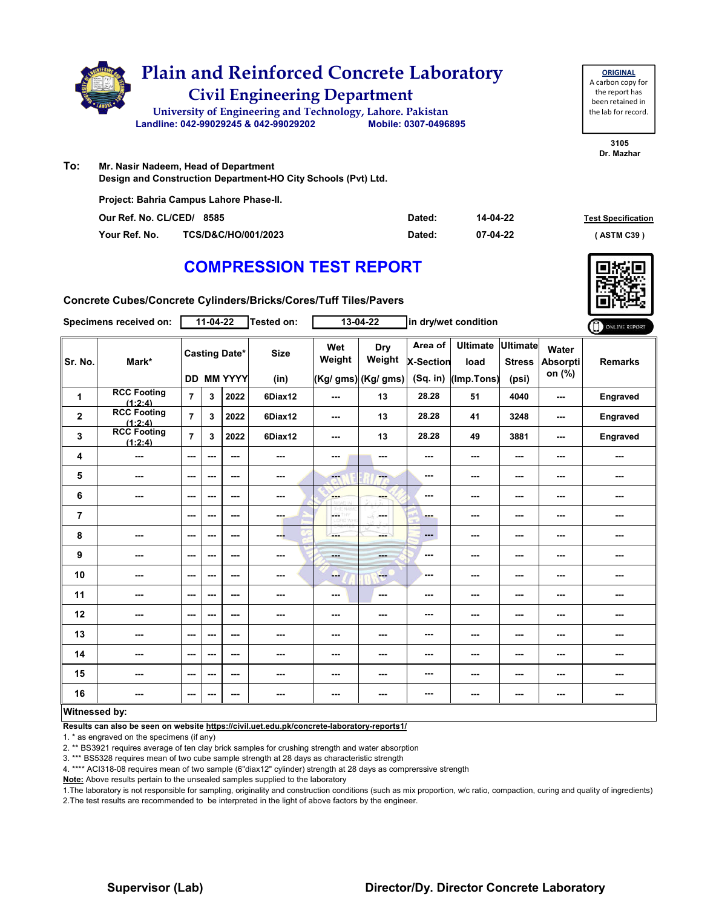# Plain and Reinforced Concrete Laboratory

## Civil Engineering Department

University of Engineering and Technology, Lahore. Pakistan

Landline: 042-99029245 & 042-99029202 Mobile: 0307-0496895

**ORIGINAL**
A carbon copy for the report has been retained in the lab for record.

3105
Dr. Mazhar

**To:** Mr. Nasir Nadeem, Head of Department
Design and Construction Department-HO City Schools (Pvt) Ltd.

Project: Bahria Campus Lahore Phase-II.

| | | | | |
|---|---|---|---|---|
| Our Ref. No. CL/CED/ | 8585 | Dated: | 14-04-22 | Test Specification |
| Your Ref. No. | TCS/D&C/HO/001/2023 | Dated: | 07-04-22 | ( ASTM C39 ) |

## COMPRESSION TEST REPORT

Concrete Cubes/Concrete Cylinders/Bricks/Cores/Tuff Tiles/Pavers

Specimens received on: 11-04-22 Tested on: 13-04-22 in dry/wet condition

| Sr. No. | Mark* | Casting Date* | | | Size | Wet Weight | Dry Weight | Area of X-Section | Ultimate load | Ultimate Stress | Water Absorption (%) | Remarks |
|---|---|---|---|---|---|---|---|---|---|---|---|---|
| | | DD | MM | YYYY | (in) | (Kg/ gms) | (Kg/ gms) | (Sq. in) | (Imp.Tons) | (psi) | | |
| 1 | RCC Footing (1:2:4) | 7 | 3 | 2022 | 6Diax12 | --- | 13 | 28.28 | 51 | 4040 | --- | Engraved |
| 2 | RCC Footing (1:2:4) | 7 | 3 | 2022 | 6Diax12 | --- | 13 | 28.28 | 41 | 3248 | --- | Engraved |
| 3 | RCC Footing (1:2:4) | 7 | 3 | 2022 | 6Diax12 | --- | 13 | 28.28 | 49 | 3881 | --- | Engraved |
| 4 | --- | --- | --- | --- | --- | --- | --- | --- | --- | --- | --- | --- |
| 5 | --- | --- | --- | --- | --- | --- | --- | --- | --- | --- | --- | --- |
| 6 | --- | --- | --- | --- | --- | --- | --- | --- | --- | --- | --- | --- |
| 7 | | --- | --- | --- | --- | --- | --- | --- | --- | --- | --- | --- |
| 8 | --- | --- | --- | --- | --- | --- | --- | --- | --- | --- | --- | --- |
| 9 | --- | --- | --- | --- | --- | --- | --- | --- | --- | --- | --- | --- |
| 10 | --- | --- | --- | --- | --- | --- | --- | --- | --- | --- | --- | --- |
| 11 | --- | --- | --- | --- | --- | --- | --- | --- | --- | --- | --- | --- |
| 12 | --- | --- | --- | --- | --- | --- | --- | --- | --- | --- | --- | --- |
| 13 | --- | --- | --- | --- | --- | --- | --- | --- | --- | --- | --- | --- |
| 14 | --- | --- | --- | --- | --- | --- | --- | --- | --- | --- | --- | --- |
| 15 | --- | --- | --- | --- | --- | --- | --- | --- | --- | --- | --- | --- |
| 16 | --- | --- | --- | --- | --- | --- | --- | --- | --- | --- | --- | --- |

**Witnessed by:**

**Results can also be seen on website https://civil.uet.edu.pk/concrete-laboratory-reports1/**

1. * as engraved on the specimens (if any)
2. ** BS3921 requires average of ten clay brick samples for crushing strength and water absorption
3. *** BS5328 requires mean of two cube sample strength at 28 days as characteristic strength
4. **** ACI318-08 requires mean of two sample (6"diax12" cylinder) strength at 28 days as comprerssive strength

**Note:** Above results pertain to the unsealed samples supplied to the laboratory

1.The laboratory is not responsible for sampling, originality and construction conditions (such as mix proportion, w/c ratio, compaction, curing and quality of ingredients)
2.The test results are recommended to be interpreted in the light of above factors by the engineer.

**Supervisor (Lab)** **Director/Dy. Director Concrete Laboratory**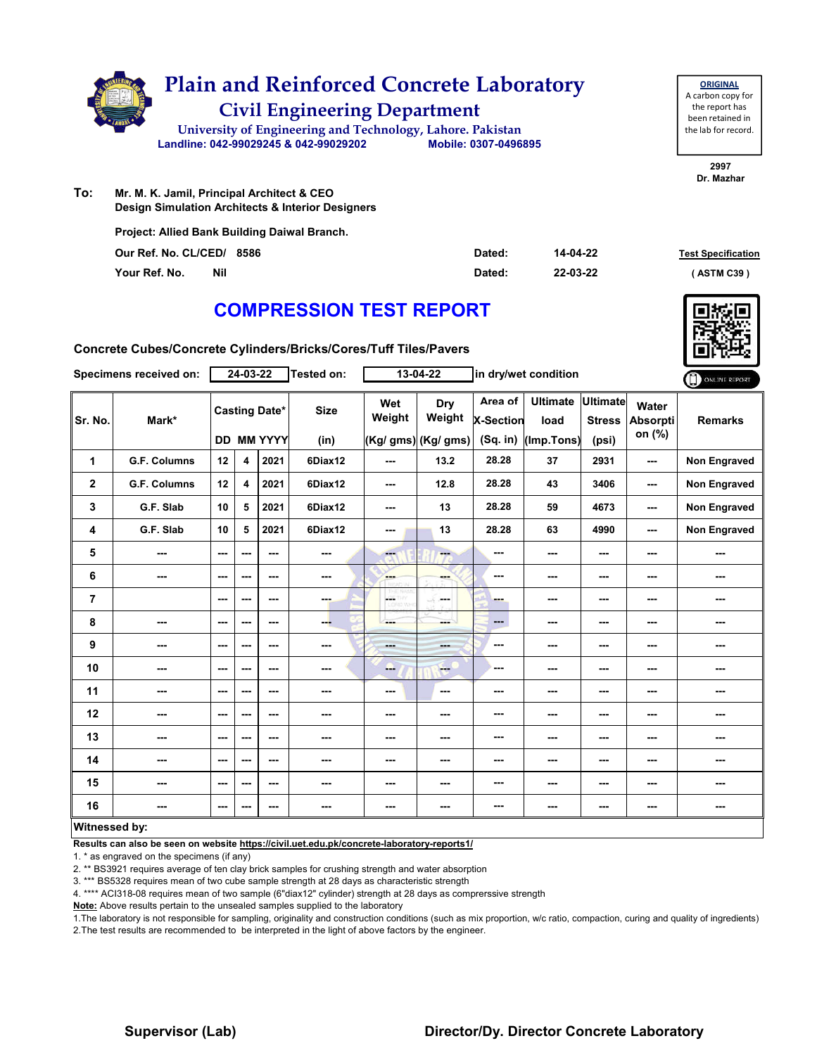# Plain and Reinforced Concrete Laboratory

## Civil Engineering Department

University of Engineering and Technology, Lahore. Pakistan

Landline: 042-99029245 & 042-99029202 Mobile: 0307-0496895

**ORIGINAL**
A carbon copy for the report has been retained in the lab for record.

2997
Dr. Mazhar

**To:** Mr. M. K. Jamil, Principal Architect & CEO
Design Simulation Architects & Interior Designers

Project: Allied Bank Building Daiwal Branch.

Our Ref. No. CL/CED/ 8586 Dated: 14-04-22

Your Ref. No. Nil Dated: 22-03-22

**Test Specification** (ASTM C39)

# COMPRESSION TEST REPORT

Concrete Cubes/Concrete Cylinders/Bricks/Cores/Tuff Tiles/Pavers

Specimens received on: 24-03-22 Tested on: 13-04-22 in dry/wet condition

ONLINE REPORT

| Sr. No. | Mark* | Casting Date* | | | Size | Wet Weight | Dry Weight | Area of X-Section | Ultimate load | Ultimate Stress | Water Absorption (%) | Remarks |
|---|---|---|---|---|---|---|---|---|---|---|---|---|
| | | DD | MM | YYYY | (in) | (Kg/ gms) | (Kg/ gms) | (Sq. in) | (Imp.Tons) | (psi) | | |
| 1 | G.F. Columns | 12 | 4 | 2021 | 6Diax12 | --- | 13.2 | 28.28 | 37 | 2931 | --- | Non Engraved |
| 2 | G.F. Columns | 12 | 4 | 2021 | 6Diax12 | --- | 12.8 | 28.28 | 43 | 3406 | --- | Non Engraved |
| 3 | G.F. Slab | 10 | 5 | 2021 | 6Diax12 | --- | 13 | 28.28 | 59 | 4673 | --- | Non Engraved |
| 4 | G.F. Slab | 10 | 5 | 2021 | 6Diax12 | --- | 13 | 28.28 | 63 | 4990 | --- | Non Engraved |
| 5 | --- | --- | --- | --- | --- | --- | --- | --- | --- | --- | --- | --- |
| 6 | --- | --- | --- | --- | --- | --- | --- | --- | --- | --- | --- | --- |
| 7 | | --- | --- | --- | --- | --- | --- | --- | --- | --- | --- | --- |
| 8 | --- | --- | --- | --- | --- | --- | --- | --- | --- | --- | --- | --- |
| 9 | --- | --- | --- | --- | --- | --- | --- | --- | --- | --- | --- | --- |
| 10 | --- | --- | --- | --- | --- | --- | --- | --- | --- | --- | --- | --- |
| 11 | --- | --- | --- | --- | --- | --- | --- | --- | --- | --- | --- | --- |
| 12 | --- | --- | --- | --- | --- | --- | --- | --- | --- | --- | --- | --- |
| 13 | --- | --- | --- | --- | --- | --- | --- | --- | --- | --- | --- | --- |
| 14 | --- | --- | --- | --- | --- | --- | --- | --- | --- | --- | --- | --- |
| 15 | --- | --- | --- | --- | --- | --- | --- | --- | --- | --- | --- | --- |
| 16 | --- | --- | --- | --- | --- | --- | --- | --- | --- | --- | --- | --- |

**Witnessed by:**

**Results can also be seen on website https://civil.uet.edu.pk/concrete-laboratory-reports1/**

1. * as engraved on the specimens (if any)
2. ** BS3921 requires average of ten clay brick samples for crushing strength and water absorption
3. *** BS5328 requires mean of two cube sample strength at 28 days as characteristic strength
4. **** ACI318-08 requires mean of two sample (6"diax12" cylinder) strength at 28 days as comprerssive strength

**Note:** Above results pertain to the unsealed samples supplied to the laboratory

1.The laboratory is not responsible for sampling, originality and construction conditions (such as mix proportion, w/c ratio, compaction, curing and quality of ingredients)
2.The test results are recommended to be interpreted in the light of above factors by the engineer.

**Supervisor (Lab)** **Director/Dy. Director Concrete Laboratory**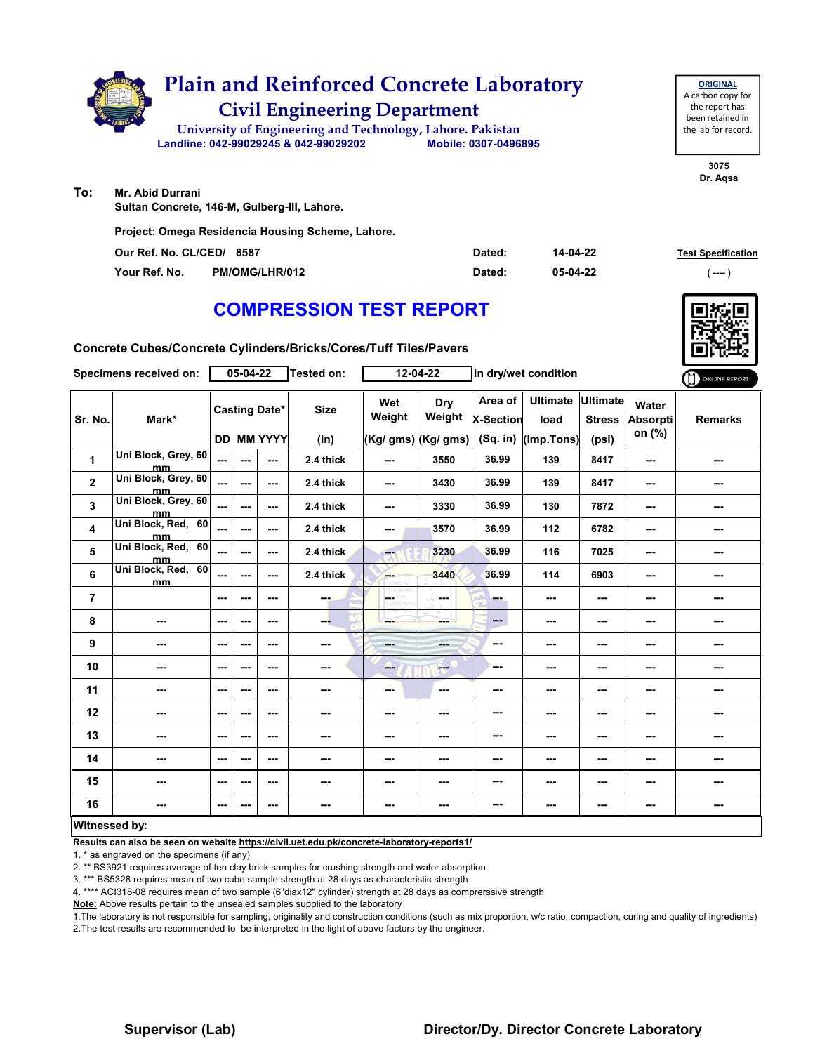# Plain and Reinforced Concrete Laboratory

## Civil Engineering Department

University of Engineering and Technology, Lahore. Pakistan

Landline: 042-99029245 & 042-99029202 Mobile: 0307-0496895

**ORIGINAL**
A carbon copy for the report has been retained in the lab for record.

3075
Dr. Aqsa

**To:** Mr. Abid Durrani
Sultan Concrete, 146-M, Gulberg-III, Lahore.

Project: Omega Residencia Housing Scheme, Lahore.

Our Ref. No. CL/CED/ 8587 Dated: 14-04-22

Your Ref. No. PM/OMG/LHR/012 Dated: 05-04-22

Test Specification ( ---- )

# COMPRESSION TEST REPORT

**Concrete Cubes/Concrete Cylinders/Bricks/Cores/Tuff Tiles/Pavers**

Specimens received on: 05-04-22 Tested on: 12-04-22 in dry/wet condition

ONLINE REPORT

| Sr. No. | Mark* | Casting Date* DD | MM | YYYY | Size (in) | Wet Weight (Kg/ gms) | Dry Weight (Kg/ gms) | Area of X-Section (Sq. in) | Ultimate load (Imp.Tons) | Ultimate Stress (psi) | Water Absorption (%) | Remarks |
|---|---|---|---|---|---|---|---|---|---|---|---|---|
| 1 | Uni Block, Grey, 60 mm | --- | --- | --- | 2.4 thick | --- | 3550 | 36.99 | 139 | 8417 | --- | --- |
| 2 | Uni Block, Grey, 60 mm | --- | --- | --- | 2.4 thick | --- | 3430 | 36.99 | 139 | 8417 | --- | --- |
| 3 | Uni Block, Grey, 60 mm | --- | --- | --- | 2.4 thick | --- | 3330 | 36.99 | 130 | 7872 | --- | --- |
| 4 | Uni Block, Red, 60 mm | --- | --- | --- | 2.4 thick | --- | 3570 | 36.99 | 112 | 6782 | --- | --- |
| 5 | Uni Block, Red, 60 mm | --- | --- | --- | 2.4 thick | --- | 3230 | 36.99 | 116 | 7025 | --- | --- |
| 6 | Uni Block, Red, 60 mm | --- | --- | --- | 2.4 thick | --- | 3440 | 36.99 | 114 | 6903 | --- | --- |
| 7 | | --- | --- | --- | --- | --- | --- | --- | --- | --- | --- | --- |
| 8 | --- | --- | --- | --- | --- | --- | --- | --- | --- | --- | --- | --- |
| 9 | --- | --- | --- | --- | --- | --- | --- | --- | --- | --- | --- | --- |
| 10 | --- | --- | --- | --- | --- | --- | --- | --- | --- | --- | --- | --- |
| 11 | --- | --- | --- | --- | --- | --- | --- | --- | --- | --- | --- | --- |
| 12 | --- | --- | --- | --- | --- | --- | --- | --- | --- | --- | --- | --- |
| 13 | --- | --- | --- | --- | --- | --- | --- | --- | --- | --- | --- | --- |
| 14 | --- | --- | --- | --- | --- | --- | --- | --- | --- | --- | --- | --- |
| 15 | --- | --- | --- | --- | --- | --- | --- | --- | --- | --- | --- | --- |
| 16 | --- | --- | --- | --- | --- | --- | --- | --- | --- | --- | --- | --- |

**Witnessed by:**

**Results can also be seen on website https://civil.uet.edu.pk/concrete-laboratory-reports1/**

1. * as engraved on the specimens (if any)
2. ** BS3921 requires average of ten clay brick samples for crushing strength and water absorption
3. *** BS5328 requires mean of two cube sample strength at 28 days as characteristic strength
4. **** ACI318-08 requires mean of two sample (6"diax12" cylinder) strength at 28 days as comprerssive strength

**Note:** Above results pertain to the unsealed samples supplied to the laboratory

1.The laboratory is not responsible for sampling, originality and construction conditions (such as mix proportion, w/c ratio, compaction, curing and quality of ingredients)
2.The test results are recommended to be interpreted in the light of above factors by the engineer.

**Supervisor (Lab)** **Director/Dy. Director Concrete Laboratory**